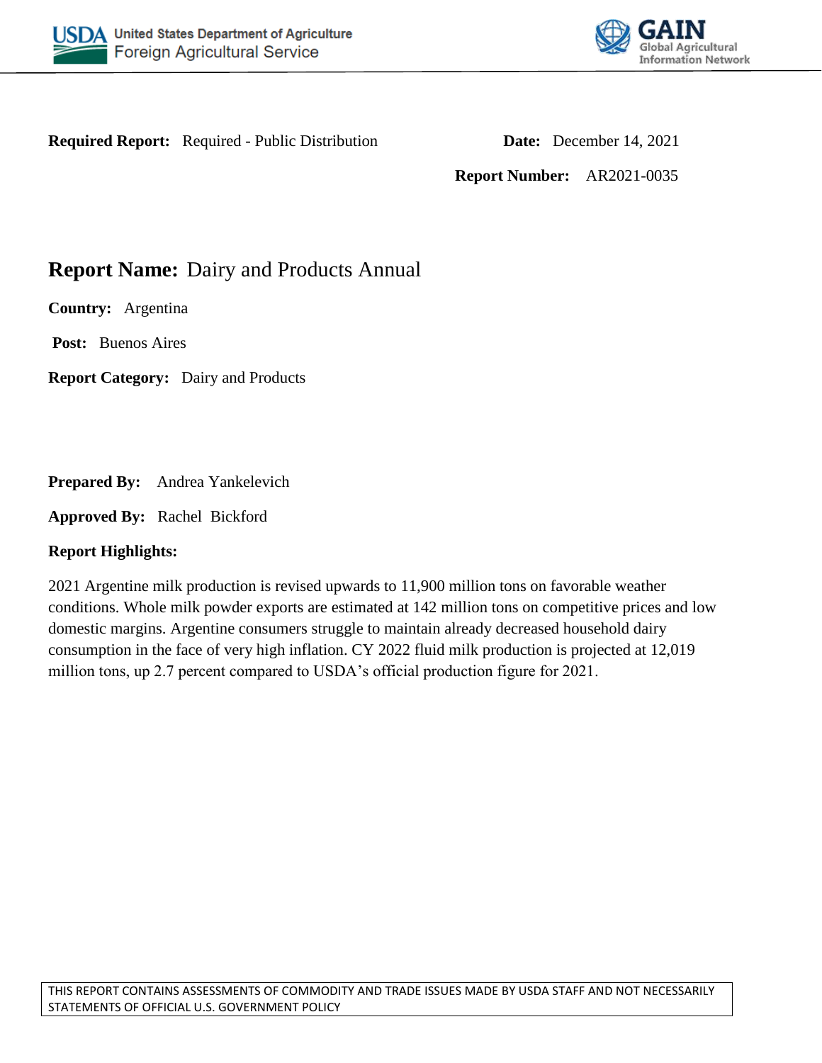**Required Report:** Required - Public Distribution

**Date:** December 14, 2021

**Report Number:** AR2021-0035

# Report Name: Dairy and Products Annual

**Country:** Argentina

**Post:** Buenos Aires

**Report Category:** Dairy and Products

**Prepared By:** Andrea Yankelevich

**Approved By:** Rachel Bickford

**Report Highlights:**

2021 Argentine milk production is revised upwards to 11,900 million tons on favorable weather conditions. Whole milk powder exports are estimated at 142 million tons on competitive prices and low domestic margins. Argentine consumers struggle to maintain already decreased household dairy consumption in the face of very high inflation. CY 2022 fluid milk production is projected at 12,019 million tons, up 2.7 percent compared to USDA's official production figure for 2021.

THIS REPORT CONTAINS ASSESSMENTS OF COMMODITY AND TRADE ISSUES MADE BY USDA STAFF AND NOT NECESSARILY STATEMENTS OF OFFICIAL U.S. GOVERNMENT POLICY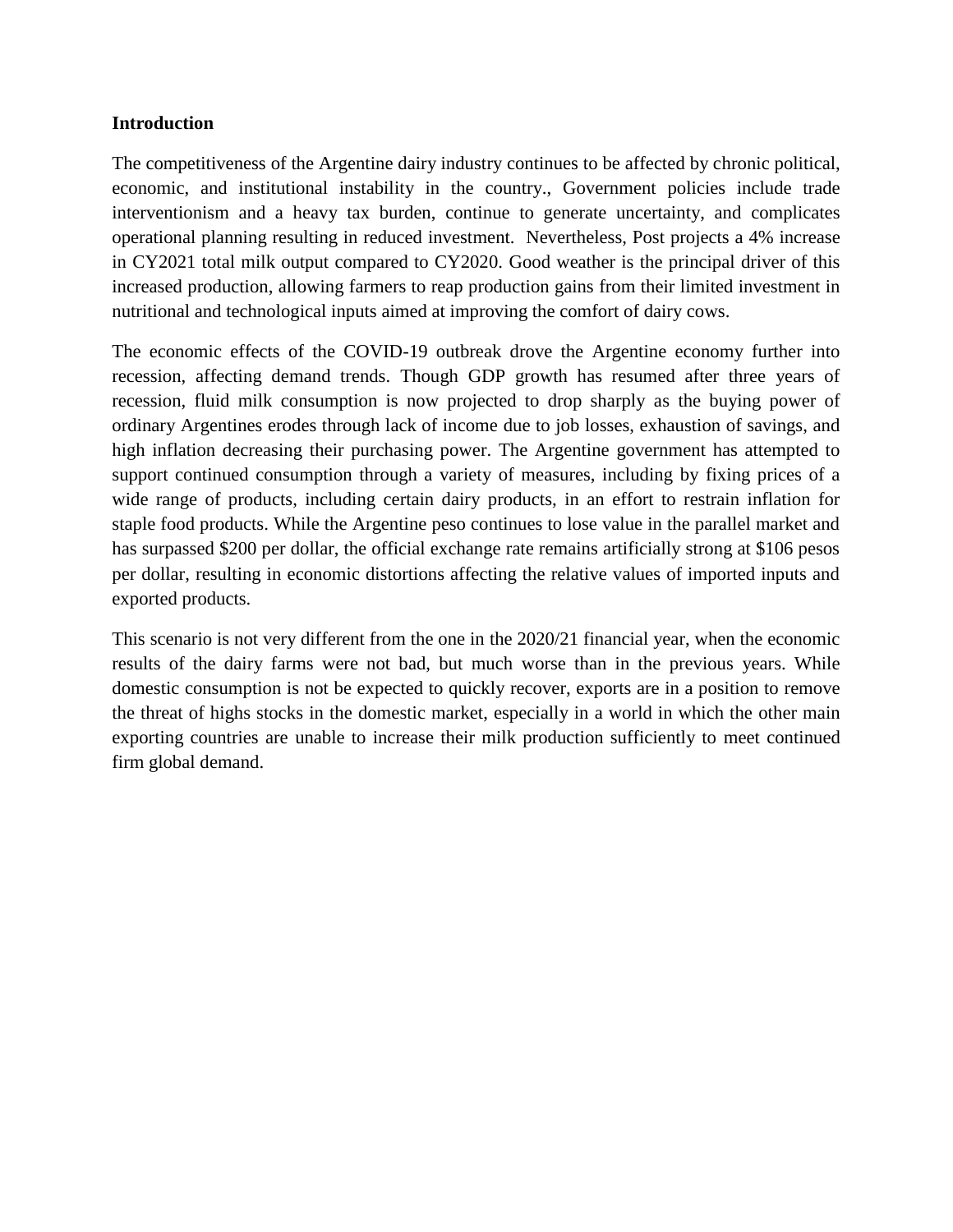**Introduction**

The competitiveness of the Argentine dairy industry continues to be affected by chronic political, economic, and institutional instability in the country., Government policies include trade interventionism and a heavy tax burden, continue to generate uncertainty, and complicates operational planning resulting in reduced investment. Nevertheless, Post projects a 4% increase in CY2021 total milk output compared to CY2020. Good weather is the principal driver of this increased production, allowing farmers to reap production gains from their limited investment in nutritional and technological inputs aimed at improving the comfort of dairy cows.

The economic effects of the COVID-19 outbreak drove the Argentine economy further into recession, affecting demand trends. Though GDP growth has resumed after three years of recession, fluid milk consumption is now projected to drop sharply as the buying power of ordinary Argentines erodes through lack of income due to job losses, exhaustion of savings, and high inflation decreasing their purchasing power. The Argentine government has attempted to support continued consumption through a variety of measures, including by fixing prices of a wide range of products, including certain dairy products, in an effort to restrain inflation for staple food products. While the Argentine peso continues to lose value in the parallel market and has surpassed $200 per dollar, the official exchange rate remains artificially strong at $106 pesos per dollar, resulting in economic distortions affecting the relative values of imported inputs and exported products.

This scenario is not very different from the one in the 2020/21 financial year, when the economic results of the dairy farms were not bad, but much worse than in the previous years. While domestic consumption is not be expected to quickly recover, exports are in a position to remove the threat of highs stocks in the domestic market, especially in a world in which the other main exporting countries are unable to increase their milk production sufficiently to meet continued firm global demand.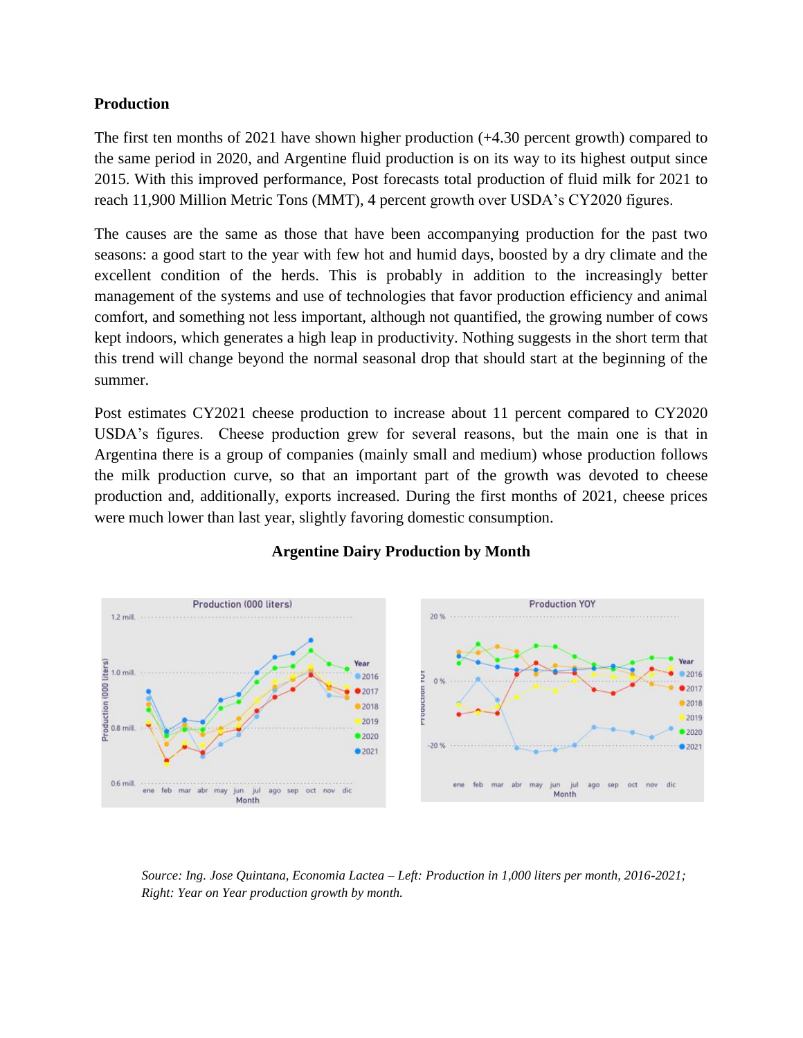**Production**

The first ten months of 2021 have shown higher production (+4.30 percent growth) compared to the same period in 2020, and Argentine fluid production is on its way to its highest output since 2015. With this improved performance, Post forecasts total production of fluid milk for 2021 to reach 11,900 Million Metric Tons (MMT), 4 percent growth over USDA's CY2020 figures.

The causes are the same as those that have been accompanying production for the past two seasons: a good start to the year with few hot and humid days, boosted by a dry climate and the excellent condition of the herds. This is probably in addition to the increasingly better management of the systems and use of technologies that favor production efficiency and animal comfort, and something not less important, although not quantified, the growing number of cows kept indoors, which generates a high leap in productivity. Nothing suggests in the short term that this trend will change beyond the normal seasonal drop that should start at the beginning of the summer.

Post estimates CY2021 cheese production to increase about 11 percent compared to CY2020 USDA's figures. Cheese production grew for several reasons, but the main one is that in Argentina there is a group of companies (mainly small and medium) whose production follows the milk production curve, so that an important part of the growth was devoted to cheese production and, additionally, exports increased. During the first months of 2021, cheese prices were much lower than last year, slightly favoring domestic consumption.

**Argentine Dairy Production by Month**

*Source: Ing. Jose Quintana, Economia Lactea – Left: Production in 1,000 liters per month, 2016-2021; Right: Year on Year production growth by month.*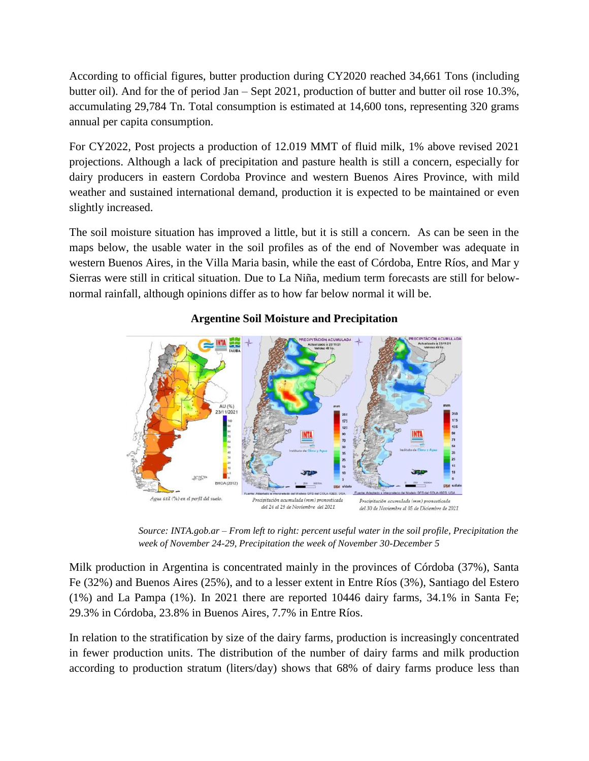According to official figures, butter production during CY2020 reached 34,661 Tons (including butter oil). And for the of period Jan – Sept 2021, production of butter and butter oil rose 10.3%, accumulating 29,784 Tn. Total consumption is estimated at 14,600 tons, representing 320 grams annual per capita consumption.

For CY2022, Post projects a production of 12.019 MMT of fluid milk, 1% above revised 2021 projections. Although a lack of precipitation and pasture health is still a concern, especially for dairy producers in eastern Cordoba Province and western Buenos Aires Province, with mild weather and sustained international demand, production it is expected to be maintained or even slightly increased.

The soil moisture situation has improved a little, but it is still a concern. As can be seen in the maps below, the usable water in the soil profiles as of the end of November was adequate in western Buenos Aires, in the Villa Maria basin, while the east of Córdoba, Entre Ríos, and Mar y Sierras were still in critical situation. Due to La Niña, medium term forecasts are still for below-normal rainfall, although opinions differ as to how far below normal it will be.

**Argentine Soil Moisture and Precipitation**

*Source: INTA.gob.ar – From left to right: percent useful water in the soil profile, Precipitation the week of November 24-29, Precipitation the week of November 30-December 5*

Milk production in Argentina is concentrated mainly in the provinces of Córdoba (37%), Santa Fe (32%) and Buenos Aires (25%), and to a lesser extent in Entre Ríos (3%), Santiago del Estero (1%) and La Pampa (1%). In 2021 there are reported 10446 dairy farms, 34.1% in Santa Fe; 29.3% in Córdoba, 23.8% in Buenos Aires, 7.7% in Entre Ríos.

In relation to the stratification by size of the dairy farms, production is increasingly concentrated in fewer production units. The distribution of the number of dairy farms and milk production according to production stratum (liters/day) shows that 68% of dairy farms produce less than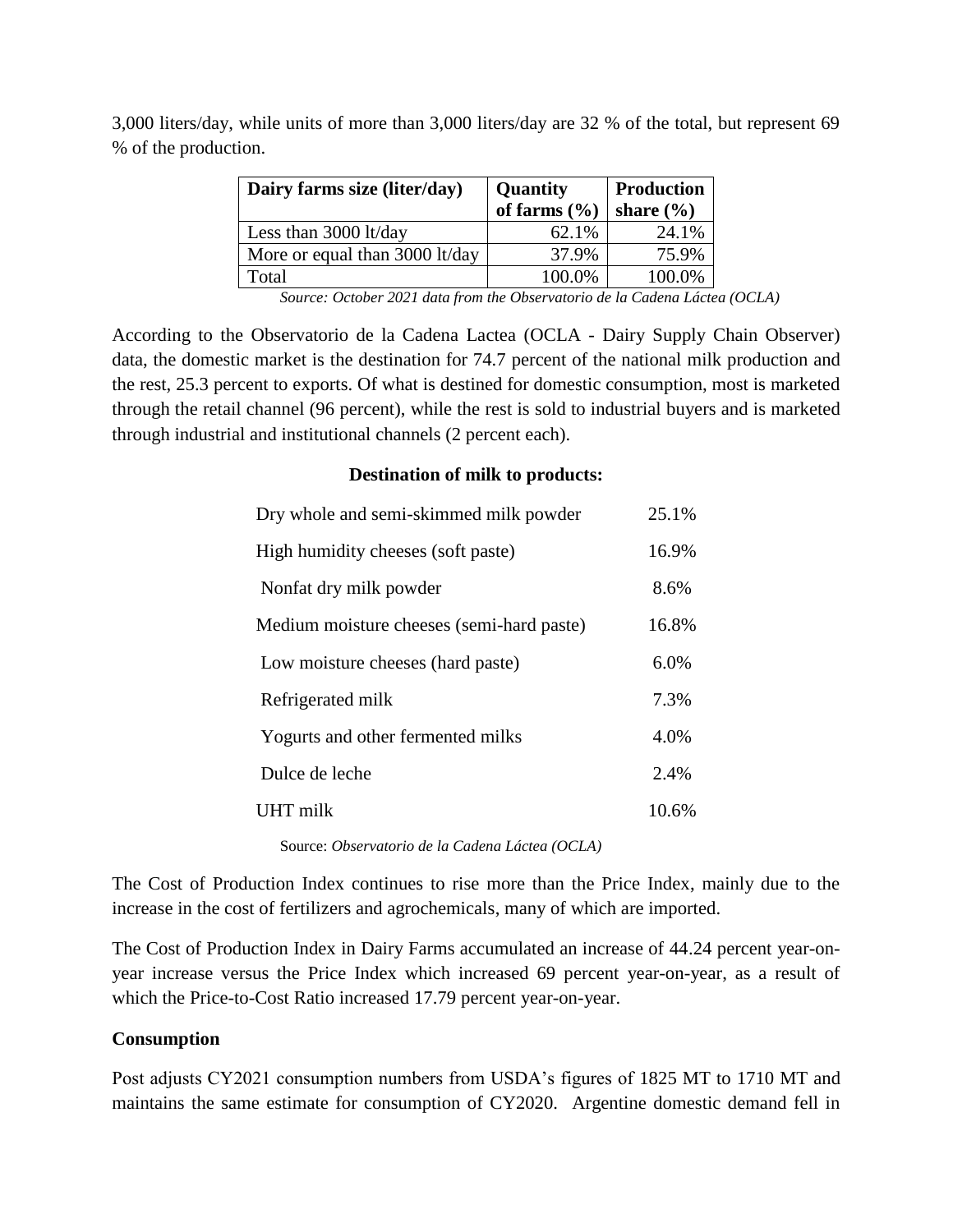3,000 liters/day, while units of more than 3,000 liters/day are 32 % of the total, but represent 69 % of the production.

| Dairy farms size (liter/day) | Quantity of farms (%) | Production share (%) |
|---|---|---|
| Less than 3000 lt/day | 62.1% | 24.1% |
| More or equal than 3000 lt/day | 37.9% | 75.9% |
| Total | 100.0% | 100.0% |

*Source: October 2021 data from the Observatorio de la Cadena Láctea (OCLA)*

According to the Observatorio de la Cadena Lactea (OCLA - Dairy Supply Chain Observer) data, the domestic market is the destination for 74.7 percent of the national milk production and the rest, 25.3 percent to exports. Of what is destined for domestic consumption, most is marketed through the retail channel (96 percent), while the rest is sold to industrial buyers and is marketed through industrial and institutional channels (2 percent each).

**Destination of milk to products:**

| Product | Share |
|---|---|
| Dry whole and semi-skimmed milk powder | 25.1% |
| High humidity cheeses (soft paste) | 16.9% |
| Nonfat dry milk powder | 8.6% |
| Medium moisture cheeses (semi-hard paste) | 16.8% |
| Low moisture cheeses (hard paste) | 6.0% |
| Refrigerated milk | 7.3% |
| Yogurts and other fermented milks | 4.0% |
| Dulce de leche | 2.4% |
| UHT milk | 10.6% |

Source: *Observatorio de la Cadena Láctea (OCLA)*

The Cost of Production Index continues to rise more than the Price Index, mainly due to the increase in the cost of fertilizers and agrochemicals, many of which are imported.

The Cost of Production Index in Dairy Farms accumulated an increase of 44.24 percent year-on-year increase versus the Price Index which increased 69 percent year-on-year, as a result of which the Price-to-Cost Ratio increased 17.79 percent year-on-year.

**Consumption**

Post adjusts CY2021 consumption numbers from USDA's figures of 1825 MT to 1710 MT and maintains the same estimate for consumption of CY2020. Argentine domestic demand fell in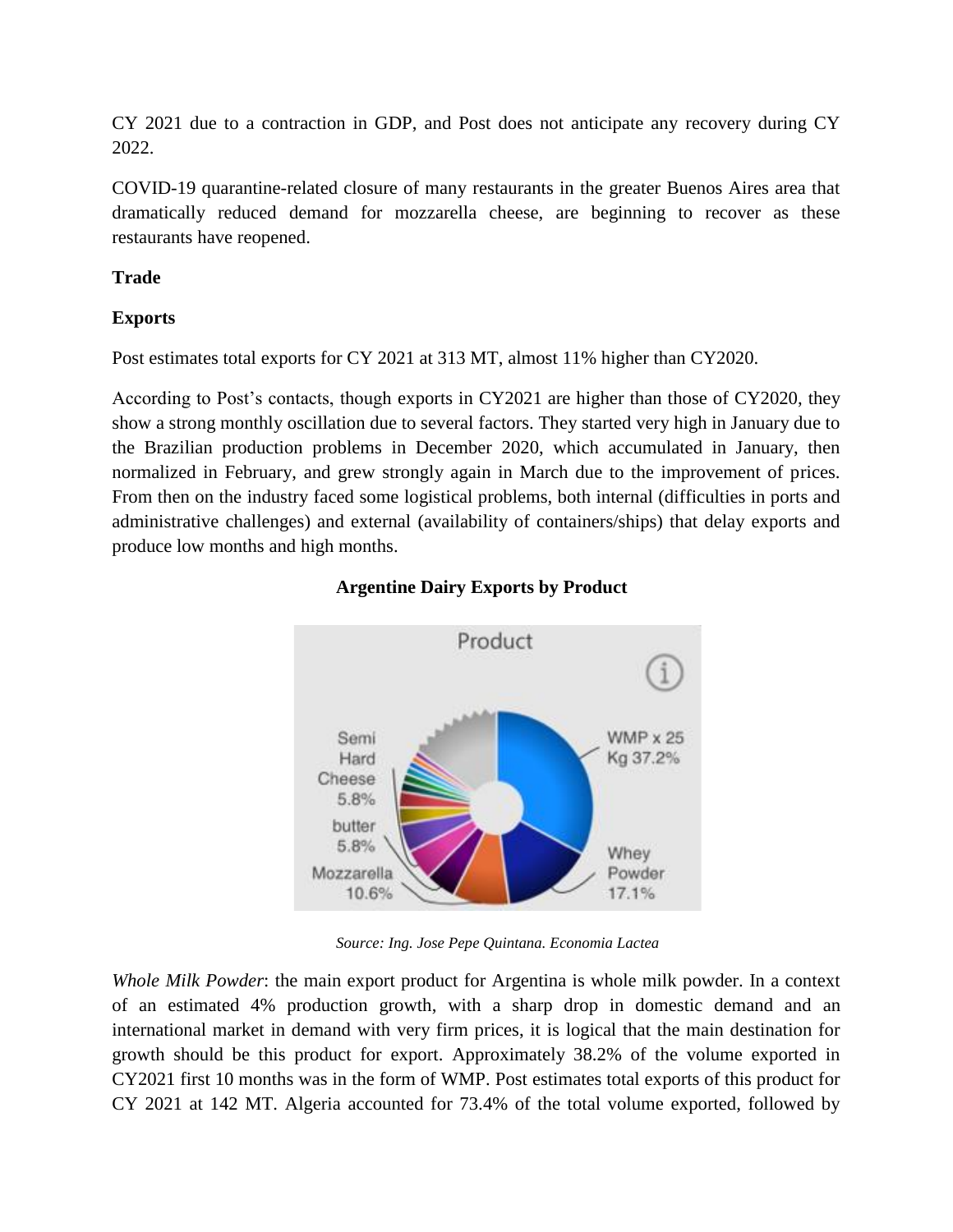CY 2021 due to a contraction in GDP, and Post does not anticipate any recovery during CY 2022.

COVID-19 quarantine-related closure of many restaurants in the greater Buenos Aires area that dramatically reduced demand for mozzarella cheese, are beginning to recover as these restaurants have reopened.

**Trade**

**Exports**

Post estimates total exports for CY 2021 at 313 MT, almost 11% higher than CY2020.

According to Post's contacts, though exports in CY2021 are higher than those of CY2020, they show a strong monthly oscillation due to several factors. They started very high in January due to the Brazilian production problems in December 2020, which accumulated in January, then normalized in February, and grew strongly again in March due to the improvement of prices. From then on the industry faced some logistical problems, both internal (difficulties in ports and administrative challenges) and external (availability of containers/ships) that delay exports and produce low months and high months.

**Argentine Dairy Exports by Product**

*Source: Ing. Jose Pepe Quintana. Economia Lactea*

*Whole Milk Powder*: the main export product for Argentina is whole milk powder. In a context of an estimated 4% production growth, with a sharp drop in domestic demand and an international market in demand with very firm prices, it is logical that the main destination for growth should be this product for export. Approximately 38.2% of the volume exported in CY2021 first 10 months was in the form of WMP. Post estimates total exports of this product for CY 2021 at 142 MT. Algeria accounted for 73.4% of the total volume exported, followed by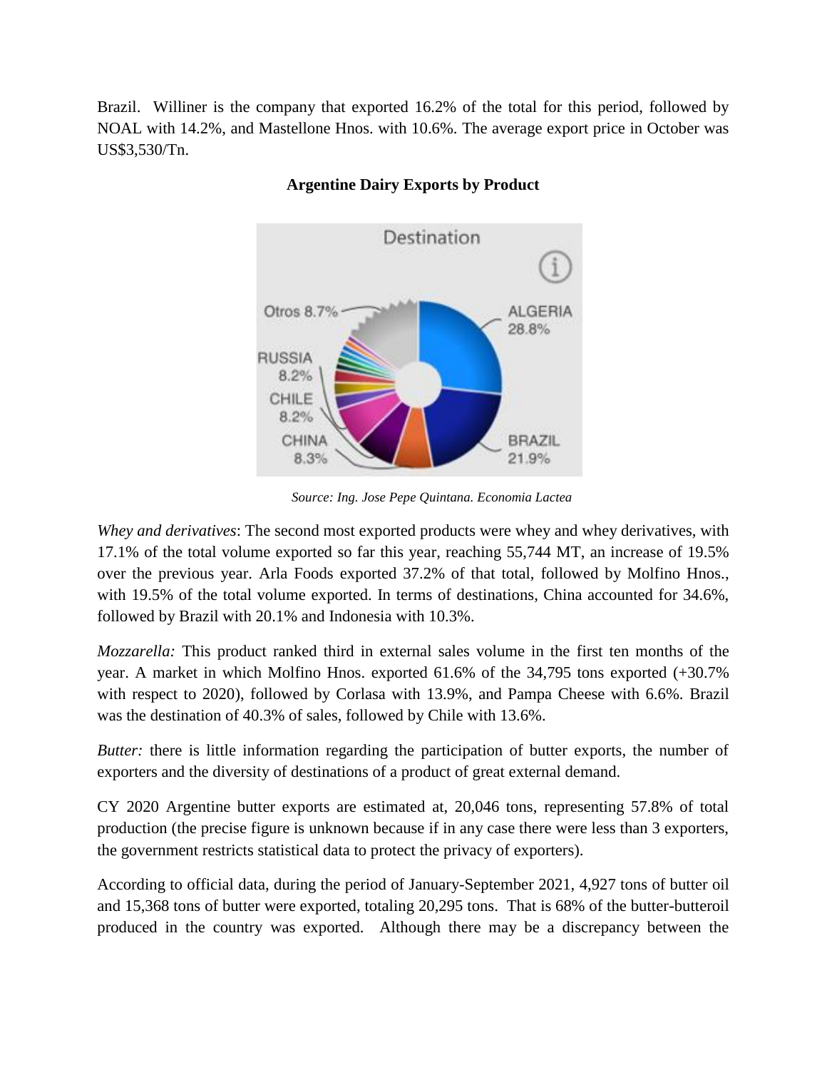Brazil. Williner is the company that exported 16.2% of the total for this period, followed by NOAL with 14.2%, and Mastellone Hnos. with 10.6%. The average export price in October was US$3,530/Tn.

**Argentine Dairy Exports by Product**

*Source: Ing. Jose Pepe Quintana. Economia Lactea*

*Whey and derivatives*: The second most exported products were whey and whey derivatives, with 17.1% of the total volume exported so far this year, reaching 55,744 MT, an increase of 19.5% over the previous year. Arla Foods exported 37.2% of that total, followed by Molfino Hnos., with 19.5% of the total volume exported. In terms of destinations, China accounted for 34.6%, followed by Brazil with 20.1% and Indonesia with 10.3%.

*Mozzarella:* This product ranked third in external sales volume in the first ten months of the year. A market in which Molfino Hnos. exported 61.6% of the 34,795 tons exported (+30.7% with respect to 2020), followed by Corlasa with 13.9%, and Pampa Cheese with 6.6%. Brazil was the destination of 40.3% of sales, followed by Chile with 13.6%.

*Butter:* there is little information regarding the participation of butter exports, the number of exporters and the diversity of destinations of a product of great external demand.

CY 2020 Argentine butter exports are estimated at, 20,046 tons, representing 57.8% of total production (the precise figure is unknown because if in any case there were less than 3 exporters, the government restricts statistical data to protect the privacy of exporters).

According to official data, during the period of January-September 2021, 4,927 tons of butter oil and 15,368 tons of butter were exported, totaling 20,295 tons. That is 68% of the butter-butteroil produced in the country was exported. Although there may be a discrepancy between the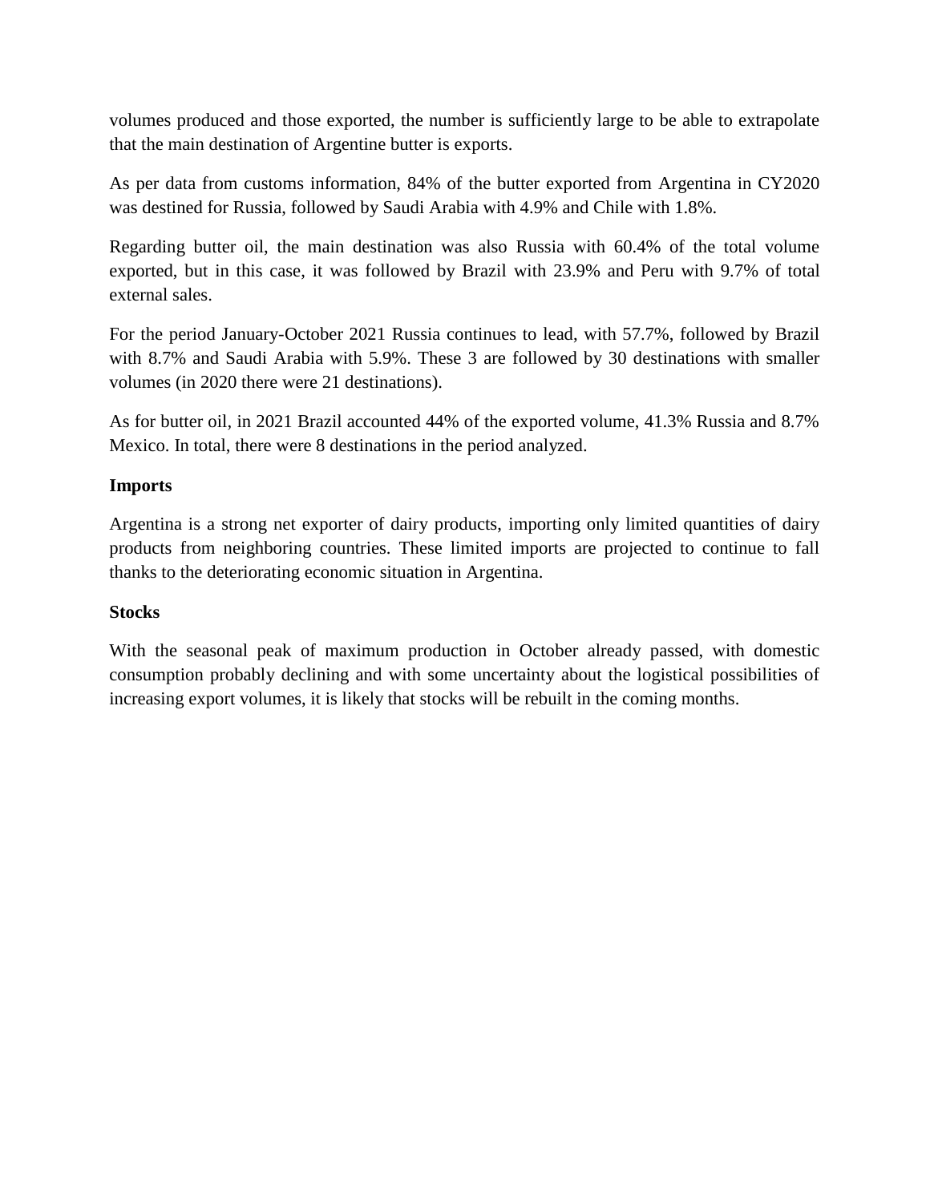volumes produced and those exported, the number is sufficiently large to be able to extrapolate that the main destination of Argentine butter is exports.

As per data from customs information, 84% of the butter exported from Argentina in CY2020 was destined for Russia, followed by Saudi Arabia with 4.9% and Chile with 1.8%.

Regarding butter oil, the main destination was also Russia with 60.4% of the total volume exported, but in this case, it was followed by Brazil with 23.9% and Peru with 9.7% of total external sales.

For the period January-October 2021 Russia continues to lead, with 57.7%, followed by Brazil with 8.7% and Saudi Arabia with 5.9%. These 3 are followed by 30 destinations with smaller volumes (in 2020 there were 21 destinations).

As for butter oil, in 2021 Brazil accounted 44% of the exported volume, 41.3% Russia and 8.7% Mexico. In total, there were 8 destinations in the period analyzed.

**Imports**

Argentina is a strong net exporter of dairy products, importing only limited quantities of dairy products from neighboring countries. These limited imports are projected to continue to fall thanks to the deteriorating economic situation in Argentina.

**Stocks**

With the seasonal peak of maximum production in October already passed, with domestic consumption probably declining and with some uncertainty about the logistical possibilities of increasing export volumes, it is likely that stocks will be rebuilt in the coming months.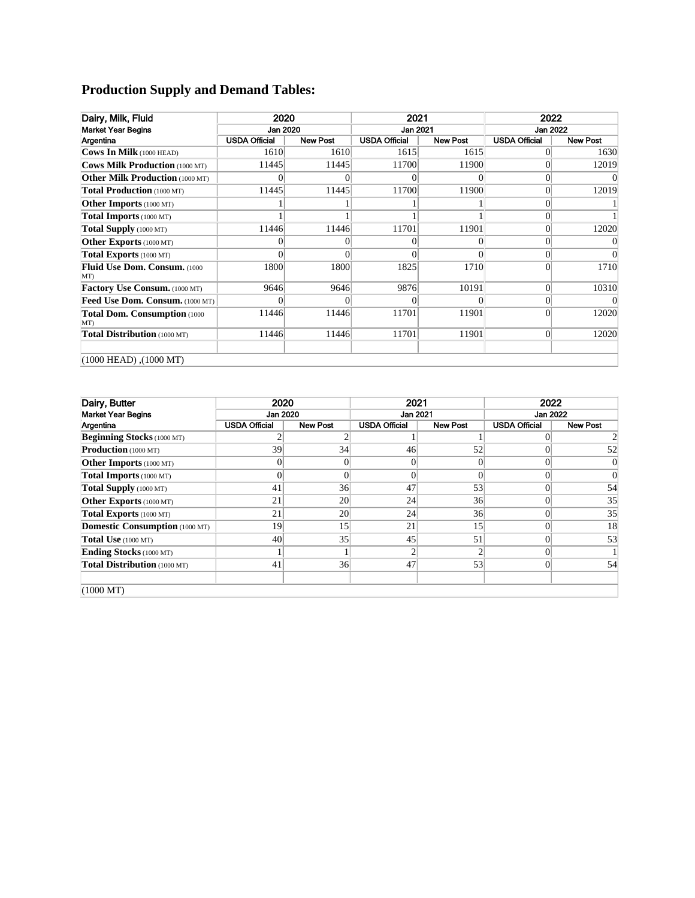# Production Supply and Demand Tables:

| Dairy, Milk, Fluid | 2020 | | 2021 | | 2022 | |
|---|---|---|---|---|---|---|
| Market Year Begins | Jan 2020 | | Jan 2021 | | Jan 2022 | |
| Argentina | USDA Official | New Post | USDA Official | New Post | USDA Official | New Post |
| **Cows In Milk** (1000 HEAD) | 1610 | 1610 | 1615 | 1615 | 0 | 1630 |
| **Cows Milk Production** (1000 MT) | 11445 | 11445 | 11700 | 11900 | 0 | 12019 |
| **Other Milk Production** (1000 MT) | 0 | 0 | 0 | 0 | 0 | 0 |
| **Total Production** (1000 MT) | 11445 | 11445 | 11700 | 11900 | 0 | 12019 |
| **Other Imports** (1000 MT) | 1 | 1 | 1 | 1 | 0 | 1 |
| **Total Imports** (1000 MT) | 1 | 1 | 1 | 1 | 0 | 1 |
| **Total Supply** (1000 MT) | 11446 | 11446 | 11701 | 11901 | 0 | 12020 |
| **Other Exports** (1000 MT) | 0 | 0 | 0 | 0 | 0 | 0 |
| **Total Exports** (1000 MT) | 0 | 0 | 0 | 0 | 0 | 0 |
| **Fluid Use Dom. Consum.** (1000 MT) | 1800 | 1800 | 1825 | 1710 | 0 | 1710 |
| **Factory Use Consum.** (1000 MT) | 9646 | 9646 | 9876 | 10191 | 0 | 10310 |
| **Feed Use Dom. Consum.** (1000 MT) | 0 | 0 | 0 | 0 | 0 | 0 |
| **Total Dom. Consumption** (1000 MT) | 11446 | 11446 | 11701 | 11901 | 0 | 12020 |
| **Total Distribution** (1000 MT) | 11446 | 11446 | 11701 | 11901 | 0 | 12020 |
| | | | | | | |
| (1000 HEAD) ,(1000 MT) | | | | | | |

| Dairy, Butter | 2020 | | 2021 | | 2022 | |
|---|---|---|---|---|---|---|
| Market Year Begins | Jan 2020 | | Jan 2021 | | Jan 2022 | |
| Argentina | USDA Official | New Post | USDA Official | New Post | USDA Official | New Post |
| **Beginning Stocks** (1000 MT) | 2 | 2 | 1 | 1 | 0 | 2 |
| **Production** (1000 MT) | 39 | 34 | 46 | 52 | 0 | 52 |
| **Other Imports** (1000 MT) | 0 | 0 | 0 | 0 | 0 | 0 |
| **Total Imports** (1000 MT) | 0 | 0 | 0 | 0 | 0 | 0 |
| **Total Supply** (1000 MT) | 41 | 36 | 47 | 53 | 0 | 54 |
| **Other Exports** (1000 MT) | 21 | 20 | 24 | 36 | 0 | 35 |
| **Total Exports** (1000 MT) | 21 | 20 | 24 | 36 | 0 | 35 |
| **Domestic Consumption** (1000 MT) | 19 | 15 | 21 | 15 | 0 | 18 |
| **Total Use** (1000 MT) | 40 | 35 | 45 | 51 | 0 | 53 |
| **Ending Stocks** (1000 MT) | 1 | 1 | 2 | 2 | 0 | 1 |
| **Total Distribution** (1000 MT) | 41 | 36 | 47 | 53 | 0 | 54 |
| | | | | | | |
| (1000 MT) | | | | | | |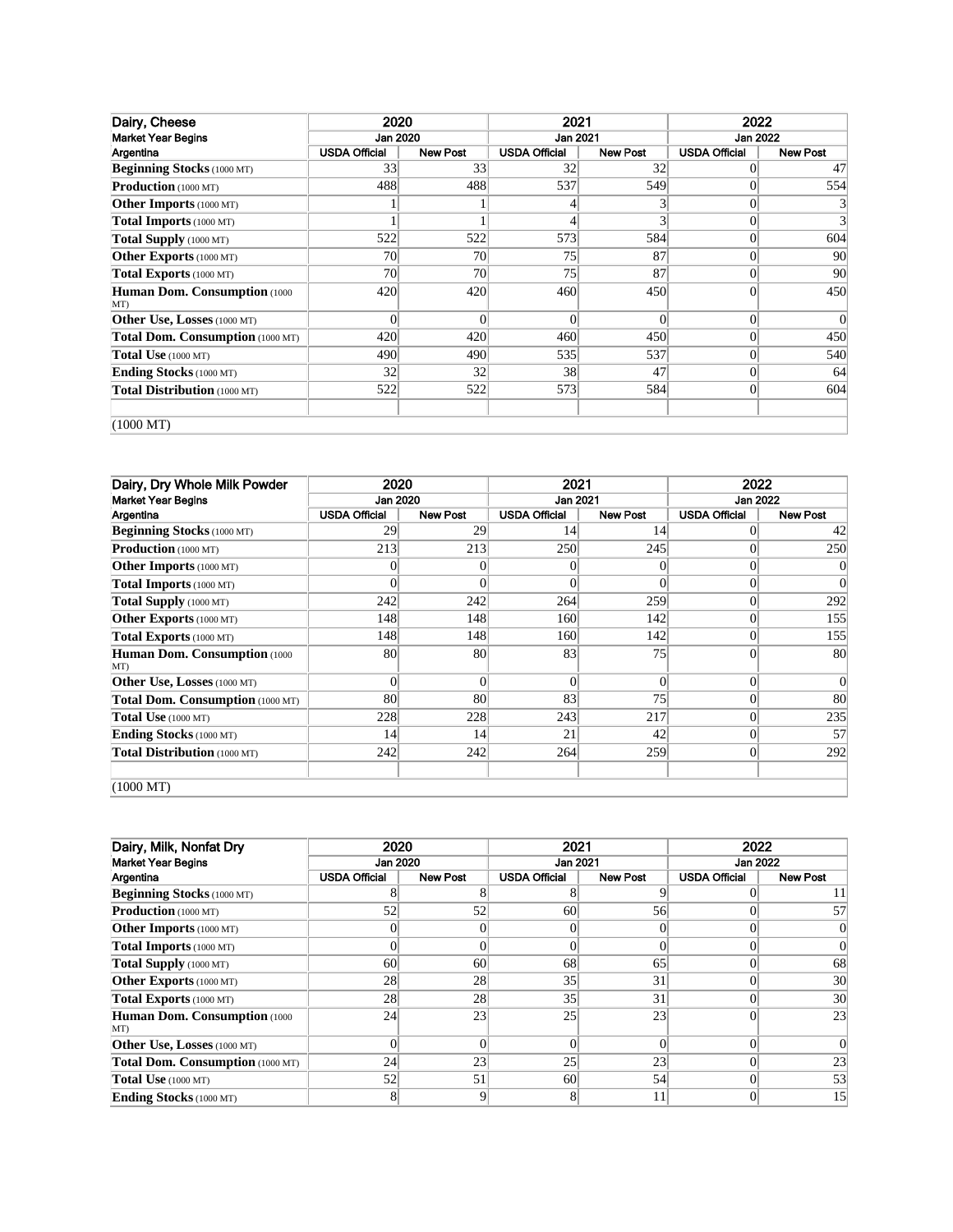| Dairy, Cheese | 2020 | | 2021 | | 2022 | |
|---|---|---|---|---|---|---|
| Market Year Begins | Jan 2020 | | Jan 2021 | | Jan 2022 | |
| Argentina | USDA Official | New Post | USDA Official | New Post | USDA Official | New Post |
| **Beginning Stocks** (1000 MT) | 33 | 33 | 32 | 32 | 0 | 47 |
| **Production** (1000 MT) | 488 | 488 | 537 | 549 | 0 | 554 |
| **Other Imports** (1000 MT) | 1 | 1 | 4 | 3 | 0 | 3 |
| **Total Imports** (1000 MT) | 1 | 1 | 4 | 3 | 0 | 3 |
| **Total Supply** (1000 MT) | 522 | 522 | 573 | 584 | 0 | 604 |
| **Other Exports** (1000 MT) | 70 | 70 | 75 | 87 | 0 | 90 |
| **Total Exports** (1000 MT) | 70 | 70 | 75 | 87 | 0 | 90 |
| **Human Dom. Consumption** (1000 MT) | 420 | 420 | 460 | 450 | 0 | 450 |
| **Other Use, Losses** (1000 MT) | 0 | 0 | 0 | 0 | 0 | 0 |
| **Total Dom. Consumption** (1000 MT) | 420 | 420 | 460 | 450 | 0 | 450 |
| **Total Use** (1000 MT) | 490 | 490 | 535 | 537 | 0 | 540 |
| **Ending Stocks** (1000 MT) | 32 | 32 | 38 | 47 | 0 | 64 |
| **Total Distribution** (1000 MT) | 522 | 522 | 573 | 584 | 0 | 604 |
| | | | | | | |
| (1000 MT) | | | | | | |

| Dairy, Dry Whole Milk Powder | 2020 | | 2021 | | 2022 | |
|---|---|---|---|---|---|---|
| Market Year Begins | Jan 2020 | | Jan 2021 | | Jan 2022 | |
| Argentina | USDA Official | New Post | USDA Official | New Post | USDA Official | New Post |
| **Beginning Stocks** (1000 MT) | 29 | 29 | 14 | 14 | 0 | 42 |
| **Production** (1000 MT) | 213 | 213 | 250 | 245 | 0 | 250 |
| **Other Imports** (1000 MT) | 0 | 0 | 0 | 0 | 0 | 0 |
| **Total Imports** (1000 MT) | 0 | 0 | 0 | 0 | 0 | 0 |
| **Total Supply** (1000 MT) | 242 | 242 | 264 | 259 | 0 | 292 |
| **Other Exports** (1000 MT) | 148 | 148 | 160 | 142 | 0 | 155 |
| **Total Exports** (1000 MT) | 148 | 148 | 160 | 142 | 0 | 155 |
| **Human Dom. Consumption** (1000 MT) | 80 | 80 | 83 | 75 | 0 | 80 |
| **Other Use, Losses** (1000 MT) | 0 | 0 | 0 | 0 | 0 | 0 |
| **Total Dom. Consumption** (1000 MT) | 80 | 80 | 83 | 75 | 0 | 80 |
| **Total Use** (1000 MT) | 228 | 228 | 243 | 217 | 0 | 235 |
| **Ending Stocks** (1000 MT) | 14 | 14 | 21 | 42 | 0 | 57 |
| **Total Distribution** (1000 MT) | 242 | 242 | 264 | 259 | 0 | 292 |
| | | | | | | |
| (1000 MT) | | | | | | |

| Dairy, Milk, Nonfat Dry | 2020 | | 2021 | | 2022 | |
|---|---|---|---|---|---|---|
| Market Year Begins | Jan 2020 | | Jan 2021 | | Jan 2022 | |
| Argentina | USDA Official | New Post | USDA Official | New Post | USDA Official | New Post |
| **Beginning Stocks** (1000 MT) | 8 | 8 | 8 | 9 | 0 | 11 |
| **Production** (1000 MT) | 52 | 52 | 60 | 56 | 0 | 57 |
| **Other Imports** (1000 MT) | 0 | 0 | 0 | 0 | 0 | 0 |
| **Total Imports** (1000 MT) | 0 | 0 | 0 | 0 | 0 | 0 |
| **Total Supply** (1000 MT) | 60 | 60 | 68 | 65 | 0 | 68 |
| **Other Exports** (1000 MT) | 28 | 28 | 35 | 31 | 0 | 30 |
| **Total Exports** (1000 MT) | 28 | 28 | 35 | 31 | 0 | 30 |
| **Human Dom. Consumption** (1000 MT) | 24 | 23 | 25 | 23 | 0 | 23 |
| **Other Use, Losses** (1000 MT) | 0 | 0 | 0 | 0 | 0 | 0 |
| **Total Dom. Consumption** (1000 MT) | 24 | 23 | 25 | 23 | 0 | 23 |
| **Total Use** (1000 MT) | 52 | 51 | 60 | 54 | 0 | 53 |
| **Ending Stocks** (1000 MT) | 8 | 9 | 8 | 11 | 0 | 15 |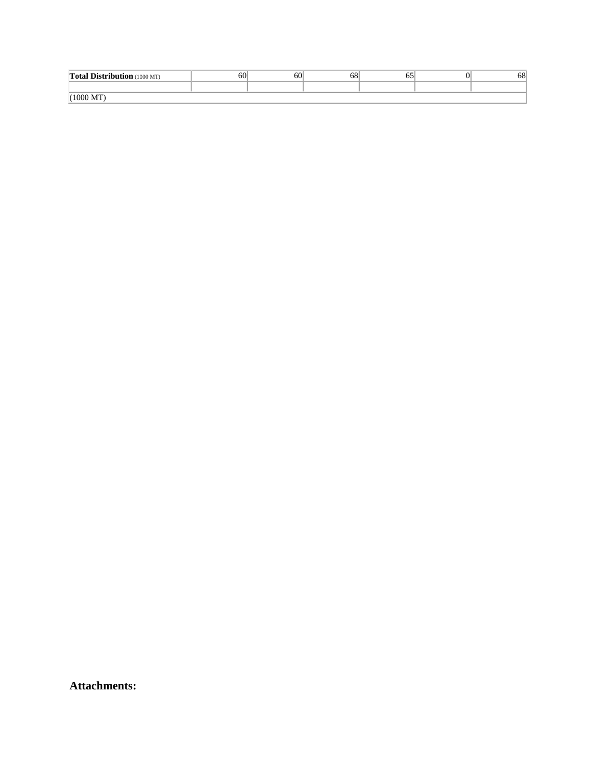| **Total Distribution** (1000 MT) | 60 | 60 | 68 | 65 | 0 | 68 |
| --- | --- | --- | --- | --- | --- | --- |
| | | | | | | |
| (1000 MT) | | | | | | |

## Attachments: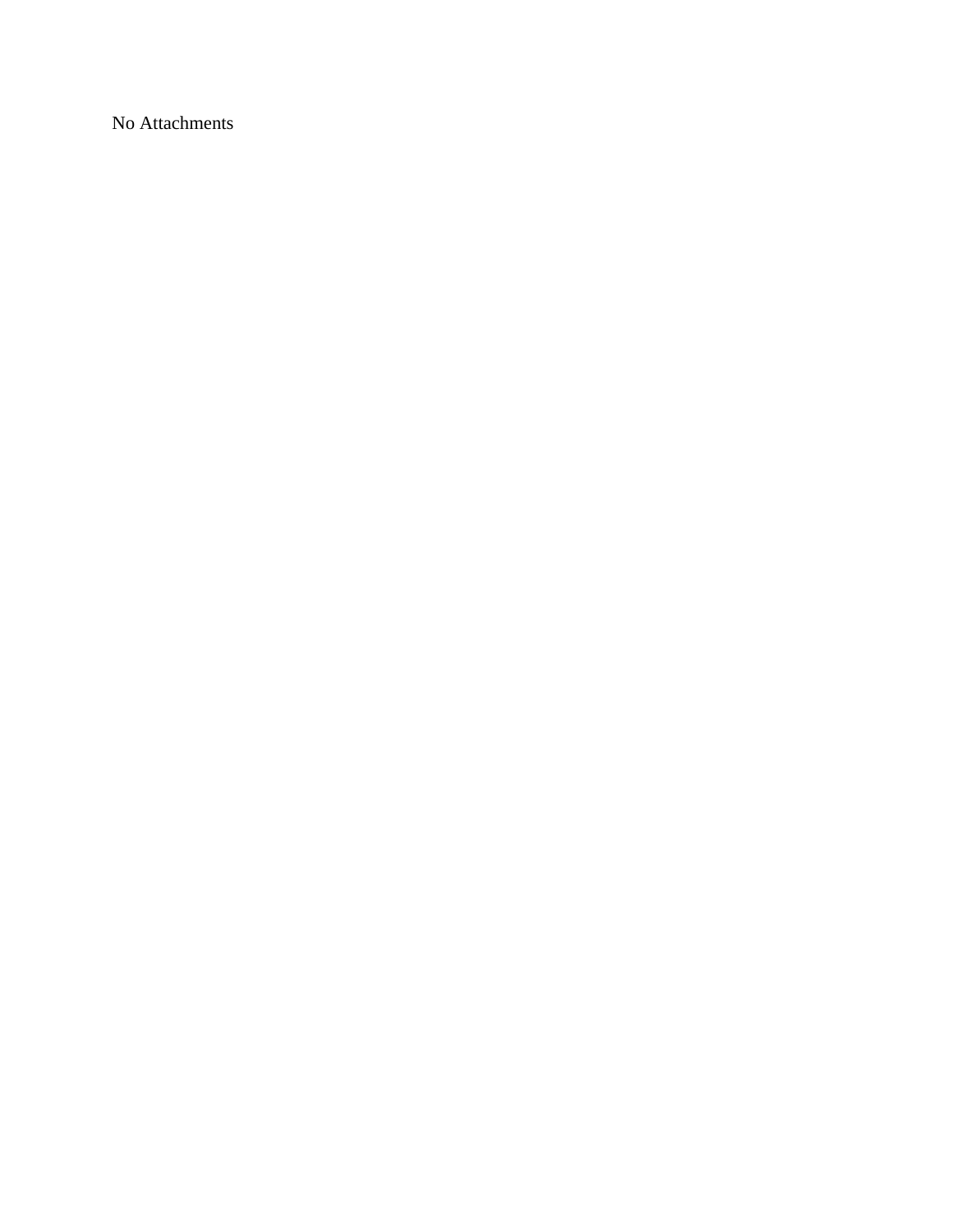No Attachments